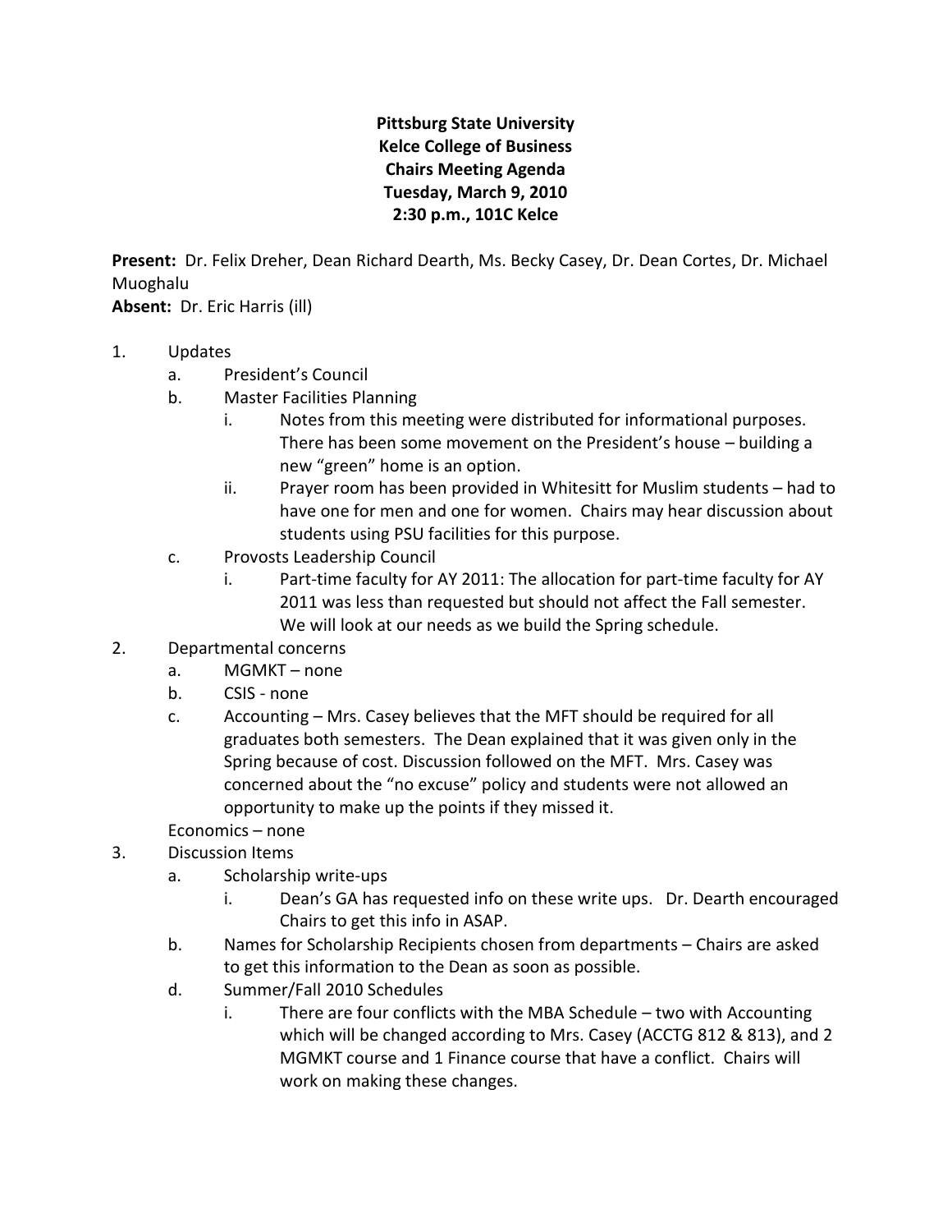**Pittsburg State University**
**Kelce College of Business**
**Chairs Meeting Agenda**
**Tuesday, March 9, 2010**
**2:30 p.m., 101C Kelce**

**Present:** Dr. Felix Dreher, Dean Richard Dearth, Ms. Becky Casey, Dr. Dean Cortes, Dr. Michael Muoghalu
**Absent:** Dr. Eric Harris (ill)

1. Updates
   a. President's Council
   b. Master Facilities Planning
      i. Notes from this meeting were distributed for informational purposes. There has been some movement on the President's house – building a new "green" home is an option.
      ii. Prayer room has been provided in Whitesitt for Muslim students – had to have one for men and one for women. Chairs may hear discussion about students using PSU facilities for this purpose.
   c. Provosts Leadership Council
      i. Part-time faculty for AY 2011: The allocation for part-time faculty for AY 2011 was less than requested but should not affect the Fall semester. We will look at our needs as we build the Spring schedule.
2. Departmental concerns
   a. MGMKT – none
   b. CSIS - none
   c. Accounting – Mrs. Casey believes that the MFT should be required for all graduates both semesters. The Dean explained that it was given only in the Spring because of cost. Discussion followed on the MFT. Mrs. Casey was concerned about the "no excuse" policy and students were not allowed an opportunity to make up the points if they missed it.

   Economics – none
3. Discussion Items
   a. Scholarship write-ups
      i. Dean's GA has requested info on these write ups. Dr. Dearth encouraged Chairs to get this info in ASAP.
   b. Names for Scholarship Recipients chosen from departments – Chairs are asked to get this information to the Dean as soon as possible.
   d. Summer/Fall 2010 Schedules
      i. There are four conflicts with the MBA Schedule – two with Accounting which will be changed according to Mrs. Casey (ACCTG 812 & 813), and 2 MGMKT course and 1 Finance course that have a conflict. Chairs will work on making these changes.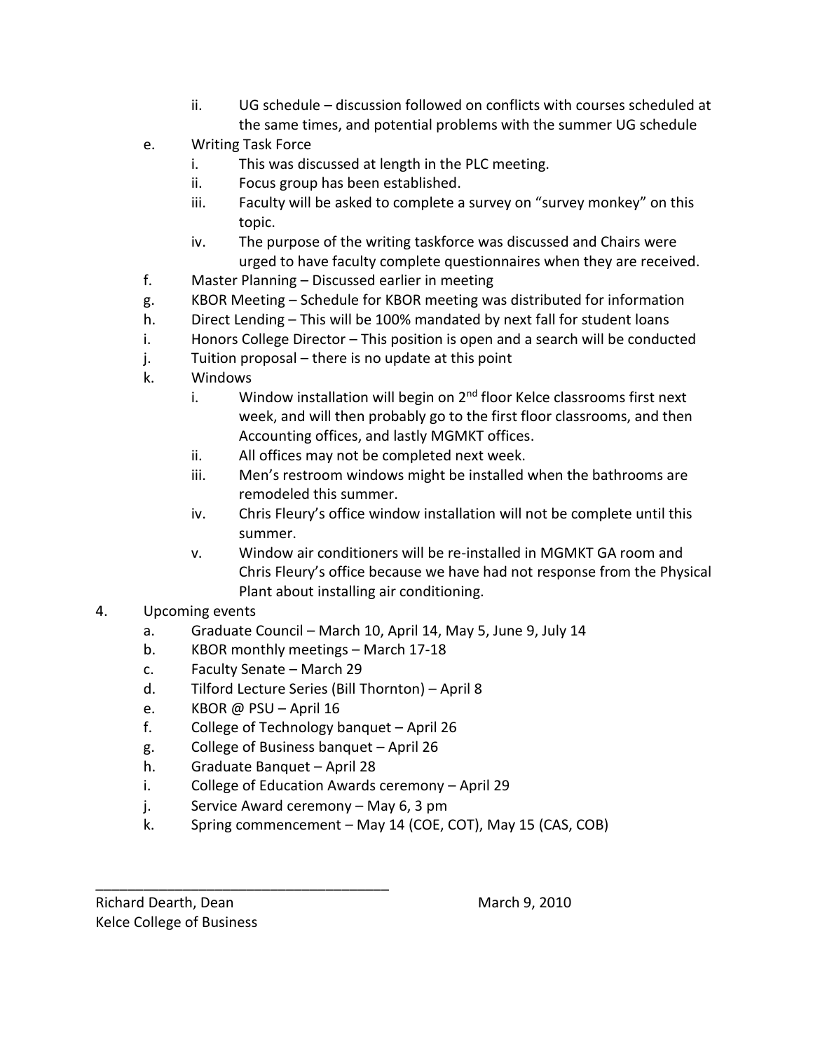ii. UG schedule – discussion followed on conflicts with courses scheduled at the same times, and potential problems with the summer UG schedule

e. Writing Task Force
   i. This was discussed at length in the PLC meeting.
   ii. Focus group has been established.
   iii. Faculty will be asked to complete a survey on "survey monkey" on this topic.
   iv. The purpose of the writing taskforce was discussed and Chairs were urged to have faculty complete questionnaires when they are received.

f. Master Planning – Discussed earlier in meeting

g. KBOR Meeting – Schedule for KBOR meeting was distributed for information

h. Direct Lending – This will be 100% mandated by next fall for student loans

i. Honors College Director – This position is open and a search will be conducted

j. Tuition proposal – there is no update at this point

k. Windows
   i. Window installation will begin on 2nd floor Kelce classrooms first next week, and will then probably go to the first floor classrooms, and then Accounting offices, and lastly MGMKT offices.
   ii. All offices may not be completed next week.
   iii. Men's restroom windows might be installed when the bathrooms are remodeled this summer.
   iv. Chris Fleury's office window installation will not be complete until this summer.
   v. Window air conditioners will be re-installed in MGMKT GA room and Chris Fleury's office because we have had not response from the Physical Plant about installing air conditioning.

4. Upcoming events
   a. Graduate Council – March 10, April 14, May 5, June 9, July 14
   b. KBOR monthly meetings – March 17-18
   c. Faculty Senate – March 29
   d. Tilford Lecture Series (Bill Thornton) – April 8
   e. KBOR @ PSU – April 16
   f. College of Technology banquet – April 26
   g. College of Business banquet – April 26
   h. Graduate Banquet – April 28
   i. College of Education Awards ceremony – April 29
   j. Service Award ceremony – May 6, 3 pm
   k. Spring commencement – May 14 (COE, COT), May 15 (CAS, COB)

______________________________________

Richard Dearth, Dean
Kelce College of Business

March 9, 2010